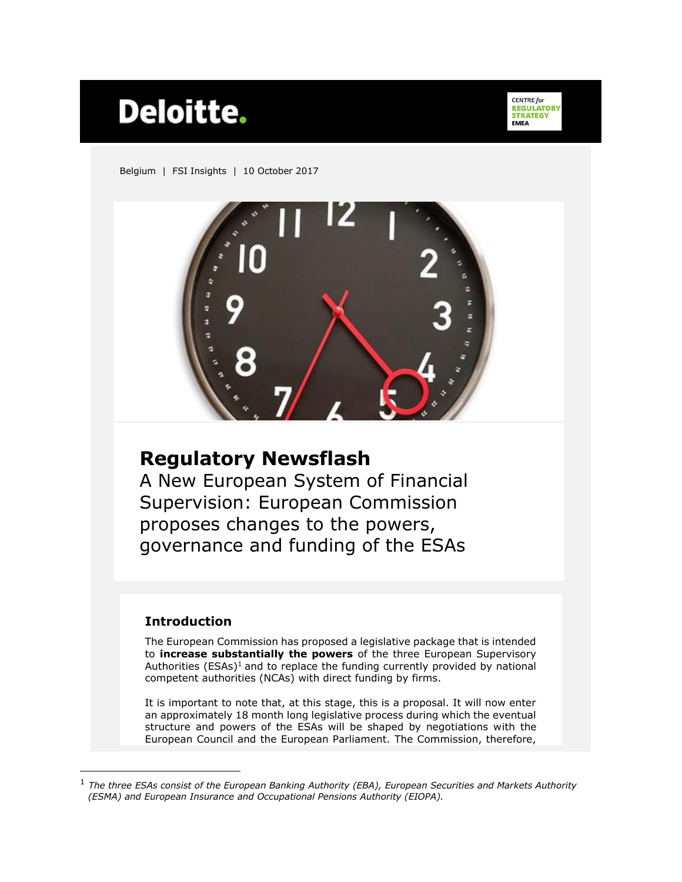Deloitte.

CENTRE *for* REGULATORY STRATEGY EMEA

Belgium | FSI Insights | 10 October 2017

# Regulatory Newsflash

A New European System of Financial Supervision: European Commission proposes changes to the powers, governance and funding of the ESAs

## Introduction

The European Commission has proposed a legislative package that is intended to **increase substantially the powers** of the three European Supervisory Authorities (ESAs)[1] and to replace the funding currently provided by national competent authorities (NCAs) with direct funding by firms.

It is important to note that, at this stage, this is a proposal. It will now enter an approximately 18 month long legislative process during which the eventual structure and powers of the ESAs will be shaped by negotiations with the European Council and the European Parliament. The Commission, therefore,

---

[1] *The three ESAs consist of the European Banking Authority (EBA), European Securities and Markets Authority (ESMA) and European Insurance and Occupational Pensions Authority (EIOPA).*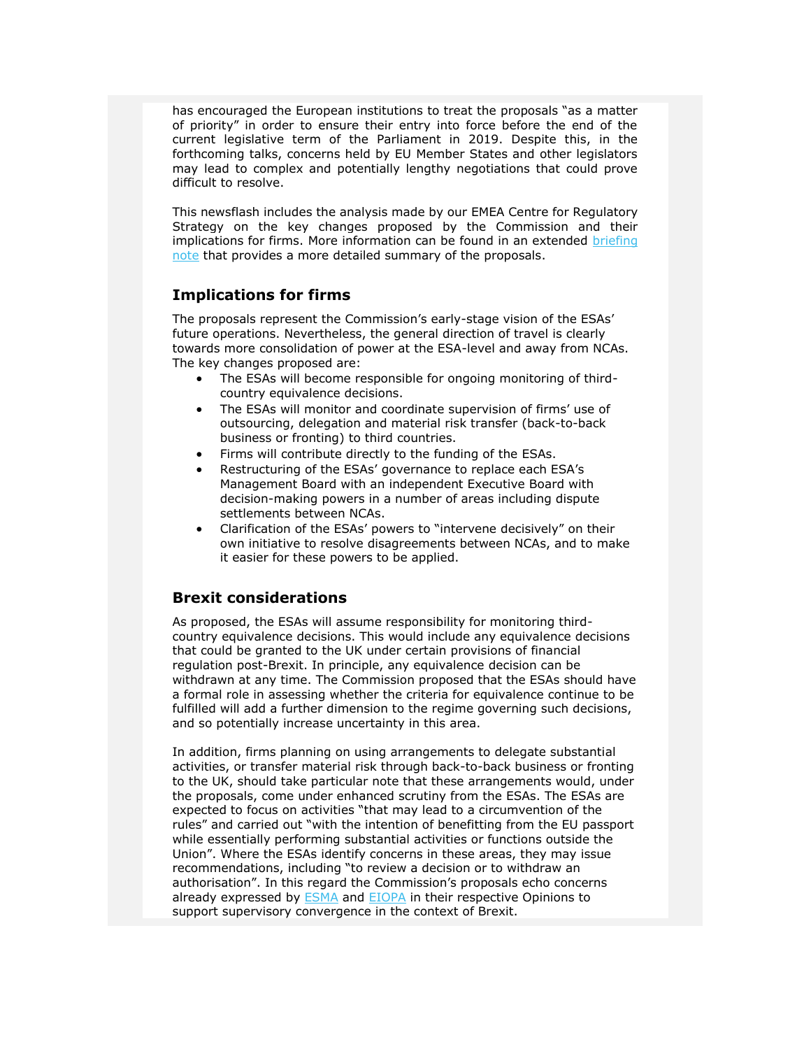has encouraged the European institutions to treat the proposals "as a matter of priority" in order to ensure their entry into force before the end of the current legislative term of the Parliament in 2019. Despite this, in the forthcoming talks, concerns held by EU Member States and other legislators may lead to complex and potentially lengthy negotiations that could prove difficult to resolve.

This newsflash includes the analysis made by our EMEA Centre for Regulatory Strategy on the key changes proposed by the Commission and their implications for firms. More information can be found in an extended briefing note that provides a more detailed summary of the proposals.

### Implications for firms

The proposals represent the Commission's early-stage vision of the ESAs' future operations. Nevertheless, the general direction of travel is clearly towards more consolidation of power at the ESA-level and away from NCAs. The key changes proposed are:

- The ESAs will become responsible for ongoing monitoring of third-country equivalence decisions.
- The ESAs will monitor and coordinate supervision of firms' use of outsourcing, delegation and material risk transfer (back-to-back business or fronting) to third countries.
- Firms will contribute directly to the funding of the ESAs.
- Restructuring of the ESAs' governance to replace each ESA's Management Board with an independent Executive Board with decision-making powers in a number of areas including dispute settlements between NCAs.
- Clarification of the ESAs' powers to "intervene decisively" on their own initiative to resolve disagreements between NCAs, and to make it easier for these powers to be applied.

### Brexit considerations

As proposed, the ESAs will assume responsibility for monitoring third-country equivalence decisions. This would include any equivalence decisions that could be granted to the UK under certain provisions of financial regulation post-Brexit. In principle, any equivalence decision can be withdrawn at any time. The Commission proposed that the ESAs should have a formal role in assessing whether the criteria for equivalence continue to be fulfilled will add a further dimension to the regime governing such decisions, and so potentially increase uncertainty in this area.

In addition, firms planning on using arrangements to delegate substantial activities, or transfer material risk through back-to-back business or fronting to the UK, should take particular note that these arrangements would, under the proposals, come under enhanced scrutiny from the ESAs. The ESAs are expected to focus on activities "that may lead to a circumvention of the rules" and carried out "with the intention of benefitting from the EU passport while essentially performing substantial activities or functions outside the Union". Where the ESAs identify concerns in these areas, they may issue recommendations, including "to review a decision or to withdraw an authorisation". In this regard the Commission's proposals echo concerns already expressed by ESMA and EIOPA in their respective Opinions to support supervisory convergence in the context of Brexit.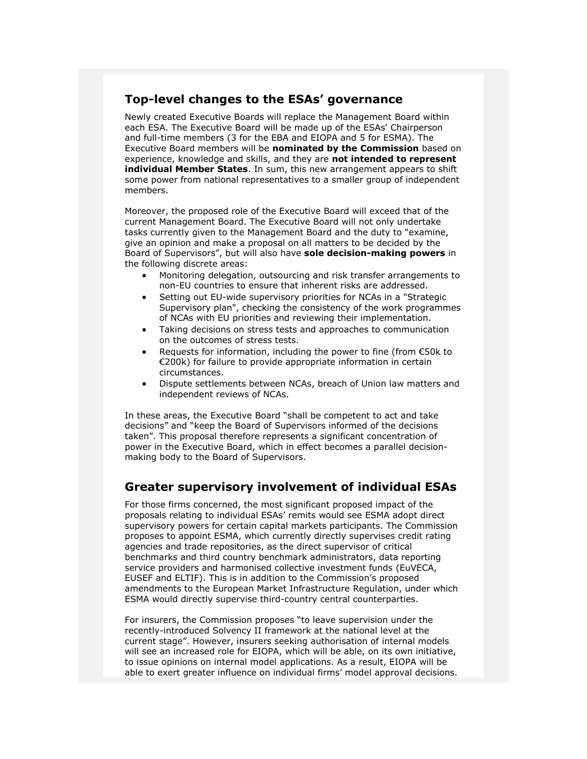## Top-level changes to the ESAs' governance

Newly created Executive Boards will replace the Management Board within each ESA. The Executive Board will be made up of the ESAs' Chairperson and full-time members (3 for the EBA and EIOPA and 5 for ESMA). The Executive Board members will be **nominated by the Commission** based on experience, knowledge and skills, and they are **not intended to represent individual Member States**. In sum, this new arrangement appears to shift some power from national representatives to a smaller group of independent members.

Moreover, the proposed role of the Executive Board will exceed that of the current Management Board. The Executive Board will not only undertake tasks currently given to the Management Board and the duty to "examine, give an opinion and make a proposal on all matters to be decided by the Board of Supervisors", but will also have **sole decision-making powers** in the following discrete areas:

- Monitoring delegation, outsourcing and risk transfer arrangements to non-EU countries to ensure that inherent risks are addressed.
- Setting out EU-wide supervisory priorities for NCAs in a "Strategic Supervisory plan", checking the consistency of the work programmes of NCAs with EU priorities and reviewing their implementation.
- Taking decisions on stress tests and approaches to communication on the outcomes of stress tests.
- Requests for information, including the power to fine (from €50k to €200k) for failure to provide appropriate information in certain circumstances.
- Dispute settlements between NCAs, breach of Union law matters and independent reviews of NCAs.

In these areas, the Executive Board "shall be competent to act and take decisions" and "keep the Board of Supervisors informed of the decisions taken". This proposal therefore represents a significant concentration of power in the Executive Board, which in effect becomes a parallel decision-making body to the Board of Supervisors.

## Greater supervisory involvement of individual ESAs

For those firms concerned, the most significant proposed impact of the proposals relating to individual ESAs' remits would see ESMA adopt direct supervisory powers for certain capital markets participants. The Commission proposes to appoint ESMA, which currently directly supervises credit rating agencies and trade repositories, as the direct supervisor of critical benchmarks and third country benchmark administrators, data reporting service providers and harmonised collective investment funds (EuVECA, EUSEF and ELTIF). This is in addition to the Commission's proposed amendments to the European Market Infrastructure Regulation, under which ESMA would directly supervise third-country central counterparties.

For insurers, the Commission proposes "to leave supervision under the recently-introduced Solvency II framework at the national level at the current stage". However, insurers seeking authorisation of internal models will see an increased role for EIOPA, which will be able, on its own initiative, to issue opinions on internal model applications. As a result, EIOPA will be able to exert greater influence on individual firms' model approval decisions.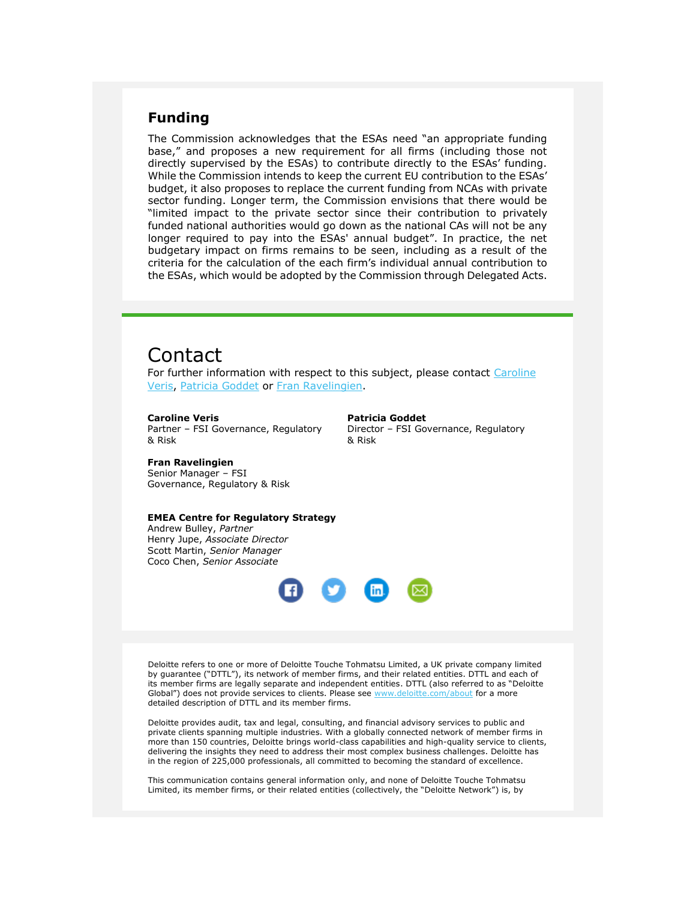## Funding

The Commission acknowledges that the ESAs need "an appropriate funding base," and proposes a new requirement for all firms (including those not directly supervised by the ESAs) to contribute directly to the ESAs' funding. While the Commission intends to keep the current EU contribution to the ESAs' budget, it also proposes to replace the current funding from NCAs with private sector funding. Longer term, the Commission envisions that there would be "limited impact to the private sector since their contribution to privately funded national authorities would go down as the national CAs will not be any longer required to pay into the ESAs' annual budget". In practice, the net budgetary impact on firms remains to be seen, including as a result of the criteria for the calculation of the each firm's individual annual contribution to the ESAs, which would be adopted by the Commission through Delegated Acts.

# Contact

For further information with respect to this subject, please contact Caroline Veris, Patricia Goddet or Fran Ravelingien.

**Caroline Veris**
Partner – FSI Governance, Regulatory & Risk

**Patricia Goddet**
Director – FSI Governance, Regulatory & Risk

**Fran Ravelingien**
Senior Manager – FSI Governance, Regulatory & Risk

**EMEA Centre for Regulatory Strategy**
Andrew Bulley, *Partner*
Henry Jupe, *Associate Director*
Scott Martin, *Senior Manager*
Coco Chen, *Senior Associate*

Deloitte refers to one or more of Deloitte Touche Tohmatsu Limited, a UK private company limited by guarantee ("DTTL"), its network of member firms, and their related entities. DTTL and each of its member firms are legally separate and independent entities. DTTL (also referred to as "Deloitte Global") does not provide services to clients. Please see www.deloitte.com/about for a more detailed description of DTTL and its member firms.

Deloitte provides audit, tax and legal, consulting, and financial advisory services to public and private clients spanning multiple industries. With a globally connected network of member firms in more than 150 countries, Deloitte brings world-class capabilities and high-quality service to clients, delivering the insights they need to address their most complex business challenges. Deloitte has in the region of 225,000 professionals, all committed to becoming the standard of excellence.

This communication contains general information only, and none of Deloitte Touche Tohmatsu Limited, its member firms, or their related entities (collectively, the "Deloitte Network") is, by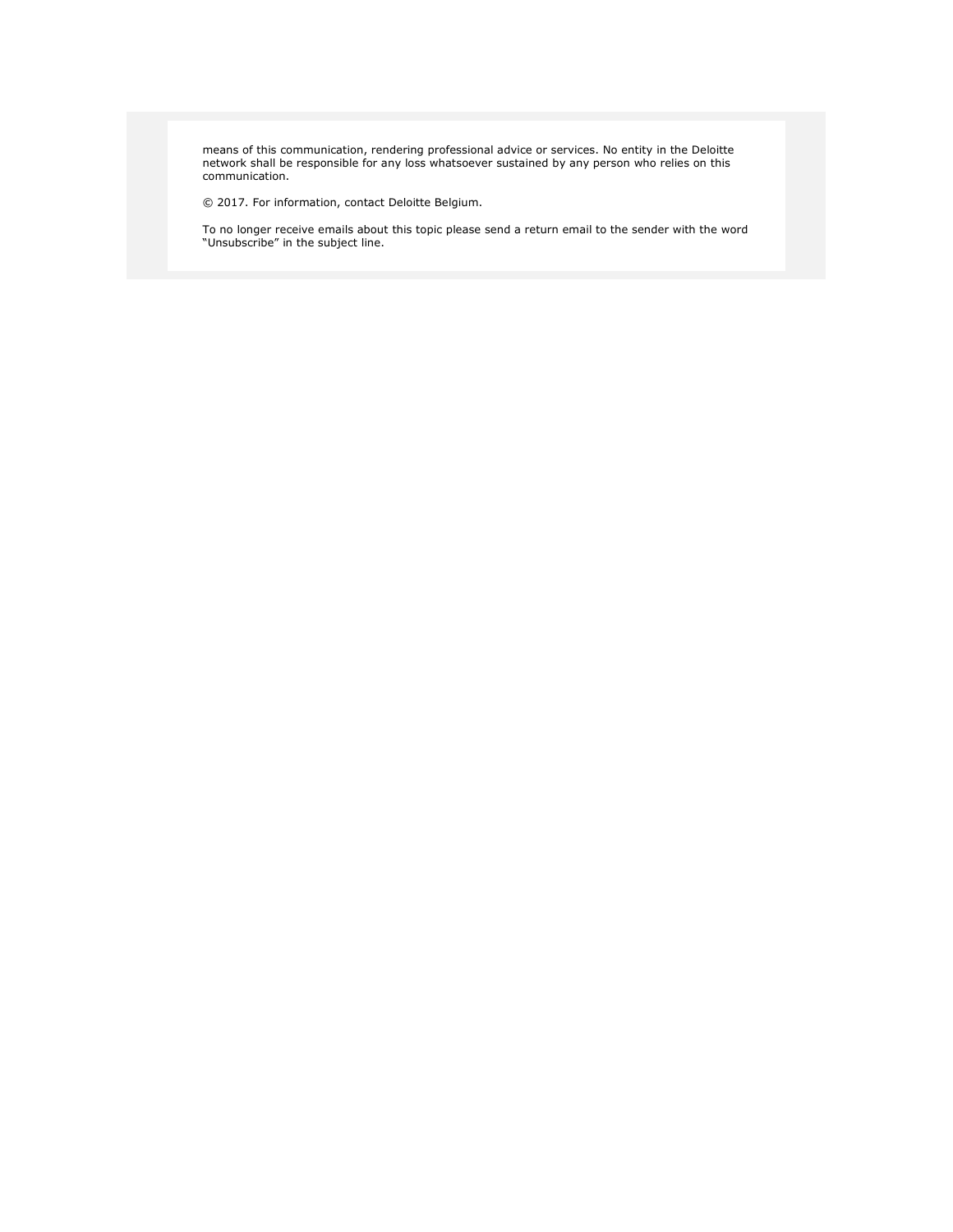means of this communication, rendering professional advice or services. No entity in the Deloitte network shall be responsible for any loss whatsoever sustained by any person who relies on this communication.

© 2017. For information, contact Deloitte Belgium.

To no longer receive emails about this topic please send a return email to the sender with the word "Unsubscribe" in the subject line.